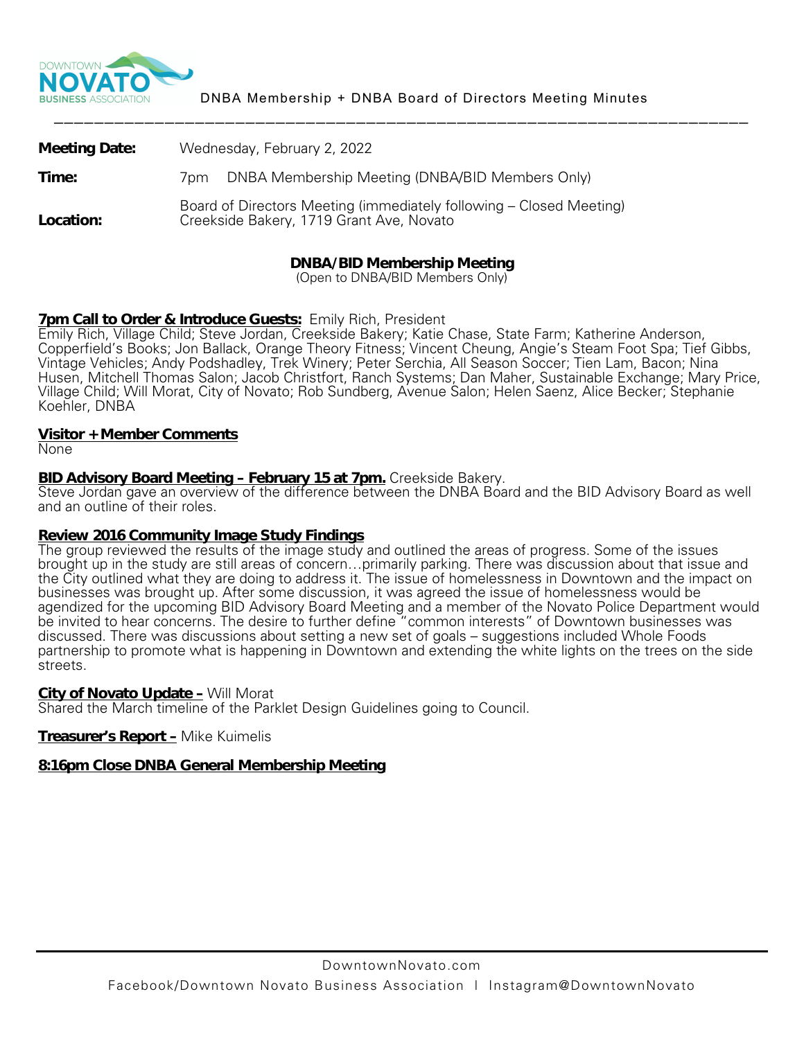DNBA Membership + DNBA Board of Directors Meeting Minutes

---

**Meeting Date:** Wednesday, February 2, 2022

**Time:** 7pm DNBA Membership Meeting (DNBA/BID Members Only)

Board of Directors Meeting (immediately following – Closed Meeting)

**Location:** Creekside Bakery, 1719 Grant Ave, Novato

## DNBA/BID Membership Meeting

(Open to DNBA/BID Members Only)

**7pm Call to Order & Introduce Guests:** Emily Rich, President
Emily Rich, Village Child; Steve Jordan, Creekside Bakery; Katie Chase, State Farm; Katherine Anderson, Copperfield's Books; Jon Ballack, Orange Theory Fitness; Vincent Cheung, Angie's Steam Foot Spa; Tief Gibbs, Vintage Vehicles; Andy Podshadley, Trek Winery; Peter Serchia, All Season Soccer; Tien Lam, Bacon; Nina Husen, Mitchell Thomas Salon; Jacob Christfort, Ranch Systems; Dan Maher, Sustainable Exchange; Mary Price, Village Child; Will Morat, City of Novato; Rob Sundberg, Avenue Salon; Helen Saenz, Alice Becker; Stephanie Koehler, DNBA

**Visitor + Member Comments**
None

**BID Advisory Board Meeting – February 15 at 7pm.** Creekside Bakery.
Steve Jordan gave an overview of the difference between the DNBA Board and the BID Advisory Board as well and an outline of their roles.

**Review 2016 Community Image Study Findings**
The group reviewed the results of the image study and outlined the areas of progress. Some of the issues brought up in the study are still areas of concern…primarily parking. There was discussion about that issue and the City outlined what they are doing to address it. The issue of homelessness in Downtown and the impact on businesses was brought up. After some discussion, it was agreed the issue of homelessness would be agendized for the upcoming BID Advisory Board Meeting and a member of the Novato Police Department would be invited to hear concerns. The desire to further define "common interests" of Downtown businesses was discussed. There was discussions about setting a new set of goals – suggestions included Whole Foods partnership to promote what is happening in Downtown and extending the white lights on the trees on the side streets.

**City of Novato Update –** Will Morat
Shared the March timeline of the Parklet Design Guidelines going to Council.

**Treasurer's Report –** Mike Kuimelis

**8:16pm Close DNBA General Membership Meeting**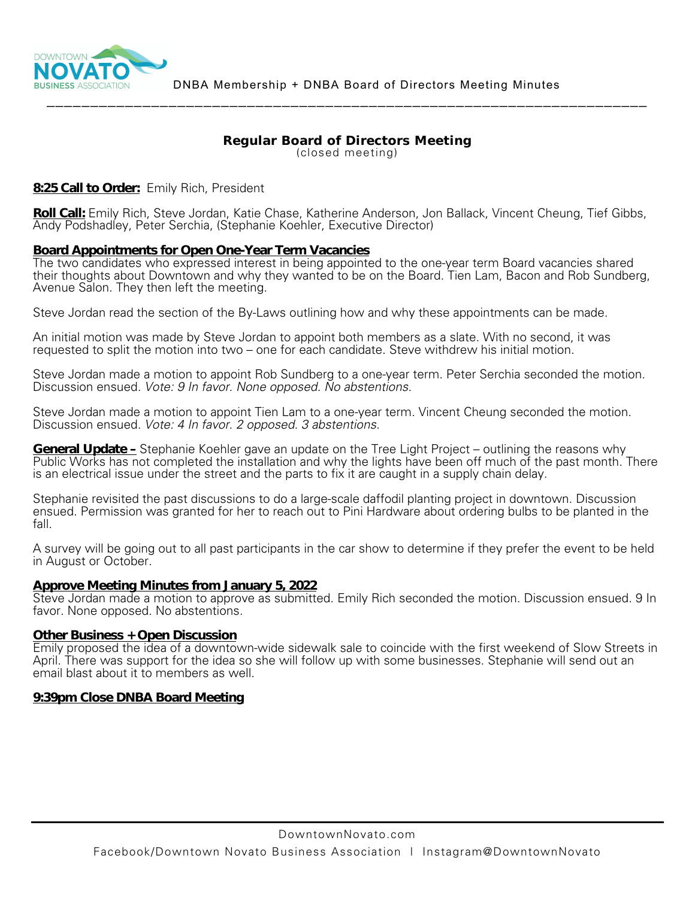DNBA Membership + DNBA Board of Directors Meeting Minutes

## Regular Board of Directors Meeting
(closed meeting)

**8:25 Call to Order:** Emily Rich, President

**Roll Call:** Emily Rich, Steve Jordan, Katie Chase, Katherine Anderson, Jon Ballack, Vincent Cheung, Tief Gibbs, Andy Podshadley, Peter Serchia, (Stephanie Koehler, Executive Director)

**Board Appointments for Open One-Year Term Vacancies**
The two candidates who expressed interest in being appointed to the one-year term Board vacancies shared their thoughts about Downtown and why they wanted to be on the Board. Tien Lam, Bacon and Rob Sundberg, Avenue Salon. They then left the meeting.

Steve Jordan read the section of the By-Laws outlining how and why these appointments can be made.

An initial motion was made by Steve Jordan to appoint both members as a slate. With no second, it was requested to split the motion into two – one for each candidate. Steve withdrew his initial motion.

Steve Jordan made a motion to appoint Rob Sundberg to a one-year term. Peter Serchia seconded the motion. Discussion ensued. *Vote: 9 In favor. None opposed. No abstentions.*

Steve Jordan made a motion to appoint Tien Lam to a one-year term. Vincent Cheung seconded the motion. Discussion ensued. *Vote: 4 In favor. 2 opposed. 3 abstentions.*

**General Update –** Stephanie Koehler gave an update on the Tree Light Project – outlining the reasons why Public Works has not completed the installation and why the lights have been off much of the past month. There is an electrical issue under the street and the parts to fix it are caught in a supply chain delay.

Stephanie revisited the past discussions to do a large-scale daffodil planting project in downtown. Discussion ensued. Permission was granted for her to reach out to Pini Hardware about ordering bulbs to be planted in the fall.

A survey will be going out to all past participants in the car show to determine if they prefer the event to be held in August or October.

**Approve Meeting Minutes from January 5, 2022**
Steve Jordan made a motion to approve as submitted. Emily Rich seconded the motion. Discussion ensued. 9 In favor. None opposed. No abstentions.

**Other Business + Open Discussion**
Emily proposed the idea of a downtown-wide sidewalk sale to coincide with the first weekend of Slow Streets in April. There was support for the idea so she will follow up with some businesses. Stephanie will send out an email blast about it to members as well.

**9:39pm Close DNBA Board Meeting**